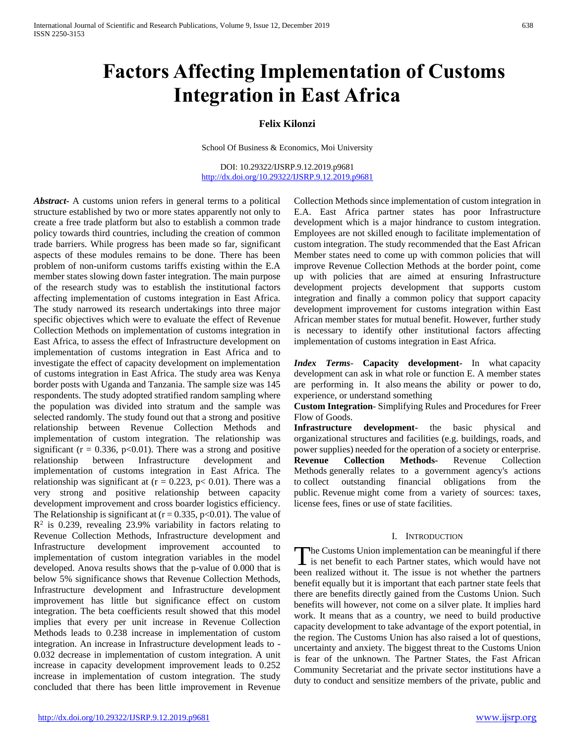# Factors Affecting Implementation of Customs Integration in East Africa

**Felix Kilonzi**

School Of Business & Economics, Moi University

DOI: 10.29322/IJSRP.9.12.2019.p9681
http://dx.doi.org/10.29322/IJSRP.9.12.2019.p9681

***Abstract***- A customs union refers in general terms to a political structure established by two or more states apparently not only to create a free trade platform but also to establish a common trade policy towards third countries, including the creation of common trade barriers. While progress has been made so far, significant aspects of these modules remains to be done. There has been problem of non-uniform customs tariffs existing within the E.A member states slowing down faster integration. The main purpose of the research study was to establish the institutional factors affecting implementation of customs integration in East Africa. The study narrowed its research undertakings into three major specific objectives which were to evaluate the effect of Revenue Collection Methods on implementation of customs integration in East Africa, to assess the effect of Infrastructure development on implementation of customs integration in East Africa and to investigate the effect of capacity development on implementation of customs integration in East Africa. The study area was Kenya border posts with Uganda and Tanzania. The sample size was 145 respondents. The study adopted stratified random sampling where the population was divided into stratum and the sample was selected randomly. The study found out that a strong and positive relationship between Revenue Collection Methods and implementation of custom integration. The relationship was significant ($r = 0.336$, $p<0.01$). There was a strong and positive relationship between Infrastructure development and implementation of customs integration in East Africa. The relationship was significant at ($r = 0.223$, $p< 0.01$). There was a very strong and positive relationship between capacity development improvement and cross boarder logistics efficiency. The Relationship is significant at ($r = 0.335$, $p<0.01$). The value of $R^2$ is 0.239, revealing 23.9% variability in factors relating to Revenue Collection Methods, Infrastructure development and Infrastructure development improvement accounted to implementation of custom integration variables in the model developed. Anova results shows that the p-value of 0.000 that is below 5% significance shows that Revenue Collection Methods, Infrastructure development and Infrastructure development improvement has little but significance effect on custom integration. The beta coefficients result showed that this model implies that every per unit increase in Revenue Collection Methods leads to 0.238 increase in implementation of custom integration. An increase in Infrastructure development leads to -0.032 decrease in implementation of custom integration. A unit increase in capacity development improvement leads to 0.252 increase in implementation of custom integration. The study concluded that there has been little improvement in Revenue Collection Methods since implementation of custom integration in E.A. East Africa partner states has poor Infrastructure development which is a major hindrance to custom integration. Employees are not skilled enough to facilitate implementation of custom integration. The study recommended that the East African Member states need to come up with common policies that will improve Revenue Collection Methods at the border point, come up with policies that are aimed at ensuring Infrastructure development projects development that supports custom integration and finally a common policy that support capacity development improvement for customs integration within East African member states for mutual benefit. However, further study is necessary to identify other institutional factors affecting implementation of customs integration in East Africa.

***Index Terms***- **Capacity development-** In what capacity development can ask in what role or function E. A member states are performing in. It also means the ability or power to do, experience, or understand something

**Custom Integration**- Simplifying Rules and Procedures for Freer Flow of Goods.

**Infrastructure development**- the basic physical and organizational structures and facilities (e.g. buildings, roads, and power supplies) needed for the operation of a society or enterprise.

**Revenue Collection Methods-** Revenue Collection Methods generally relates to a government agency's actions to collect outstanding financial obligations from the public. Revenue might come from a variety of sources: taxes, license fees, fines or use of state facilities.

## I. Introduction

The Customs Union implementation can be meaningful if there is net benefit to each Partner states, which would have not been realized without it. The issue is not whether the partners benefit equally but it is important that each partner state feels that there are benefits directly gained from the Customs Union. Such benefits will however, not come on a silver plate. It implies hard work. It means that as a country, we need to build productive capacity development to take advantage of the export potential, in the region. The Customs Union has also raised a lot of questions, uncertainty and anxiety. The biggest threat to the Customs Union is fear of the unknown. The Partner States, the Fast African Community Secretariat and the private sector institutions have a duty to conduct and sensitize members of the private, public and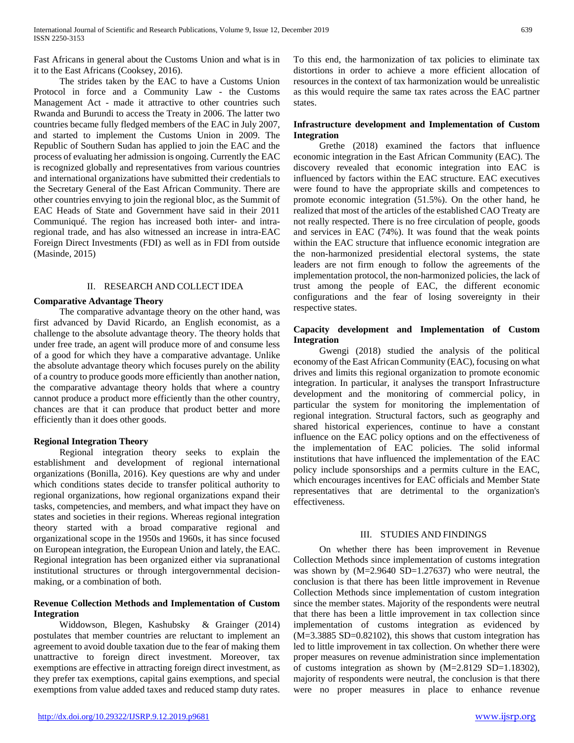Fast Africans in general about the Customs Union and what is in it to the East Africans (Cooksey, 2016).

The strides taken by the EAC to have a Customs Union Protocol in force and a Community Law - the Customs Management Act - made it attractive to other countries such Rwanda and Burundi to access the Treaty in 2006. The latter two countries became fully fledged members of the EAC in July 2007, and started to implement the Customs Union in 2009. The Republic of Southern Sudan has applied to join the EAC and the process of evaluating her admission is ongoing. Currently the EAC is recognized globally and representatives from various countries and international organizations have submitted their credentials to the Secretary General of the East African Community. There are other countries envying to join the regional bloc, as the Summit of EAC Heads of State and Government have said in their 2011 Communiqué. The region has increased both inter- and intra-regional trade, and has also witnessed an increase in intra-EAC Foreign Direct Investments (FDI) as well as in FDI from outside (Masinde, 2015)

## II. RESEARCH AND COLLECT IDEA

### Comparative Advantage Theory

The comparative advantage theory on the other hand, was first advanced by David Ricardo, an English economist, as a challenge to the absolute advantage theory. The theory holds that under free trade, an agent will produce more of and consume less of a good for which they have a comparative advantage. Unlike the absolute advantage theory which focuses purely on the ability of a country to produce goods more efficiently than another nation, the comparative advantage theory holds that where a country cannot produce a product more efficiently than the other country, chances are that it can produce that product better and more efficiently than it does other goods.

### Regional Integration Theory

Regional integration theory seeks to explain the establishment and development of regional international organizations (Bonilla, 2016). Key questions are why and under which conditions states decide to transfer political authority to regional organizations, how regional organizations expand their tasks, competencies, and members, and what impact they have on states and societies in their regions. Whereas regional integration theory started with a broad comparative regional and organizational scope in the 1950s and 1960s, it has since focused on European integration, the European Union and lately, the EAC. Regional integration has been organized either via supranational institutional structures or through intergovernmental decision-making, or a combination of both.

### Revenue Collection Methods and Implementation of Custom Integration

Widdowson, Blegen, Kashubsky & Grainger (2014) postulates that member countries are reluctant to implement an agreement to avoid double taxation due to the fear of making them unattractive to foreign direct investment. Moreover, tax exemptions are effective in attracting foreign direct investment, as they prefer tax exemptions, capital gains exemptions, and special exemptions from value added taxes and reduced stamp duty rates. To this end, the harmonization of tax policies to eliminate tax distortions in order to achieve a more efficient allocation of resources in the context of tax harmonization would be unrealistic as this would require the same tax rates across the EAC partner states.

### Infrastructure development and Implementation of Custom Integration

Grethe (2018) examined the factors that influence economic integration in the East African Community (EAC). The discovery revealed that economic integration into EAC is influenced by factors within the EAC structure. EAC executives were found to have the appropriate skills and competences to promote economic integration (51.5%). On the other hand, he realized that most of the articles of the established CAO Treaty are not really respected. There is no free circulation of people, goods and services in EAC (74%). It was found that the weak points within the EAC structure that influence economic integration are the non-harmonized presidential electoral systems, the state leaders are not firm enough to follow the agreements of the implementation protocol, the non-harmonized policies, the lack of trust among the people of EAC, the different economic configurations and the fear of losing sovereignty in their respective states.

### Capacity development and Implementation of Custom Integration

Gwengi (2018) studied the analysis of the political economy of the East African Community (EAC), focusing on what drives and limits this regional organization to promote economic integration. In particular, it analyses the transport Infrastructure development and the monitoring of commercial policy, in particular the system for monitoring the implementation of regional integration. Structural factors, such as geography and shared historical experiences, continue to have a constant influence on the EAC policy options and on the effectiveness of the implementation of EAC policies. The solid informal institutions that have influenced the implementation of the EAC policy include sponsorships and a permits culture in the EAC, which encourages incentives for EAC officials and Member State representatives that are detrimental to the organization's effectiveness.

## III. STUDIES AND FINDINGS

On whether there has been improvement in Revenue Collection Methods since implementation of customs integration was shown by (M=2.9640 SD=1.27637) who were neutral, the conclusion is that there has been little improvement in Revenue Collection Methods since implementation of custom integration since the member states. Majority of the respondents were neutral that there has been a little improvement in tax collection since implementation of customs integration as evidenced by (M=3.3885 SD=0.82102), this shows that custom integration has led to little improvement in tax collection. On whether there were proper measures on revenue administration since implementation of customs integration as shown by (M=2.8129 SD=1.18302), majority of respondents were neutral, the conclusion is that there were no proper measures in place to enhance revenue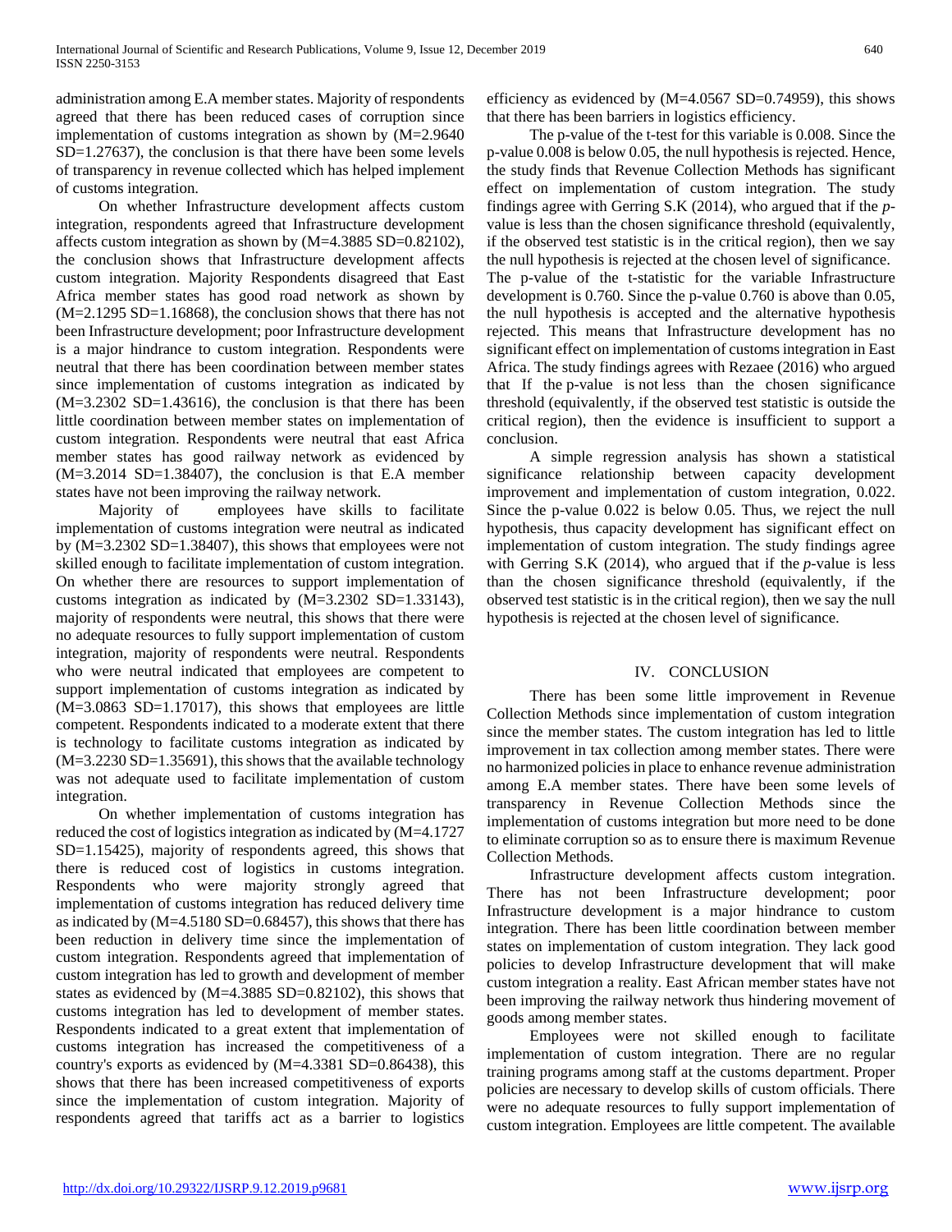administration among E.A member states. Majority of respondents agreed that there has been reduced cases of corruption since implementation of customs integration as shown by (M=2.9640 SD=1.27637), the conclusion is that there have been some levels of transparency in revenue collected which has helped implement of customs integration.

On whether Infrastructure development affects custom integration, respondents agreed that Infrastructure development affects custom integration as shown by (M=4.3885 SD=0.82102), the conclusion shows that Infrastructure development affects custom integration. Majority Respondents disagreed that East Africa member states has good road network as shown by (M=2.1295 SD=1.16868), the conclusion shows that there has not been Infrastructure development; poor Infrastructure development is a major hindrance to custom integration. Respondents were neutral that there has been coordination between member states since implementation of customs integration as indicated by (M=3.2302 SD=1.43616), the conclusion is that there has been little coordination between member states on implementation of custom integration. Respondents were neutral that east Africa member states has good railway network as evidenced by (M=3.2014 SD=1.38407), the conclusion is that E.A member states have not been improving the railway network.

Majority of employees have skills to facilitate implementation of customs integration were neutral as indicated by (M=3.2302 SD=1.38407), this shows that employees were not skilled enough to facilitate implementation of custom integration. On whether there are resources to support implementation of customs integration as indicated by (M=3.2302 SD=1.33143), majority of respondents were neutral, this shows that there were no adequate resources to fully support implementation of custom integration, majority of respondents were neutral. Respondents who were neutral indicated that employees are competent to support implementation of customs integration as indicated by (M=3.0863 SD=1.17017), this shows that employees are little competent. Respondents indicated to a moderate extent that there is technology to facilitate customs integration as indicated by (M=3.2230 SD=1.35691), this shows that the available technology was not adequate used to facilitate implementation of custom integration.

On whether implementation of customs integration has reduced the cost of logistics integration as indicated by (M=4.1727 SD=1.15425), majority of respondents agreed, this shows that there is reduced cost of logistics in customs integration. Respondents who were majority strongly agreed that implementation of customs integration has reduced delivery time as indicated by (M=4.5180 SD=0.68457), this shows that there has been reduction in delivery time since the implementation of custom integration. Respondents agreed that implementation of custom integration has led to growth and development of member states as evidenced by (M=4.3885 SD=0.82102), this shows that customs integration has led to development of member states. Respondents indicated to a great extent that implementation of customs integration has increased the competitiveness of a country's exports as evidenced by (M=4.3381 SD=0.86438), this shows that there has been increased competitiveness of exports since the implementation of custom integration. Majority of respondents agreed that tariffs act as a barrier to logistics efficiency as evidenced by (M=4.0567 SD=0.74959), this shows that there has been barriers in logistics efficiency.

The p-value of the t-test for this variable is 0.008. Since the p-value 0.008 is below 0.05, the null hypothesis is rejected. Hence, the study finds that Revenue Collection Methods has significant effect on implementation of custom integration. The study findings agree with Gerring S.K (2014), who argued that if the *p*-value is less than the chosen significance threshold (equivalently, if the observed test statistic is in the critical region), then we say the null hypothesis is rejected at the chosen level of significance. The p-value of the t-statistic for the variable Infrastructure development is 0.760. Since the p-value 0.760 is above than 0.05, the null hypothesis is accepted and the alternative hypothesis rejected. This means that Infrastructure development has no significant effect on implementation of customs integration in East Africa. The study findings agrees with Rezaee (2016) who argued that If the p-value is not less than the chosen significance threshold (equivalently, if the observed test statistic is outside the critical region), then the evidence is insufficient to support a conclusion.

A simple regression analysis has shown a statistical significance relationship between capacity development improvement and implementation of custom integration, 0.022. Since the p-value 0.022 is below 0.05. Thus, we reject the null hypothesis, thus capacity development has significant effect on implementation of custom integration. The study findings agree with Gerring S.K (2014), who argued that if the *p*-value is less than the chosen significance threshold (equivalently, if the observed test statistic is in the critical region), then we say the null hypothesis is rejected at the chosen level of significance.

## IV. CONCLUSION

There has been some little improvement in Revenue Collection Methods since implementation of custom integration since the member states. The custom integration has led to little improvement in tax collection among member states. There were no harmonized policies in place to enhance revenue administration among E.A member states. There have been some levels of transparency in Revenue Collection Methods since the implementation of customs integration but more need to be done to eliminate corruption so as to ensure there is maximum Revenue Collection Methods.

Infrastructure development affects custom integration. There has not been Infrastructure development; poor Infrastructure development is a major hindrance to custom integration. There has been little coordination between member states on implementation of custom integration. They lack good policies to develop Infrastructure development that will make custom integration a reality. East African member states have not been improving the railway network thus hindering movement of goods among member states.

Employees were not skilled enough to facilitate implementation of custom integration. There are no regular training programs among staff at the customs department. Proper policies are necessary to develop skills of custom officials. There were no adequate resources to fully support implementation of custom integration. Employees are little competent. The available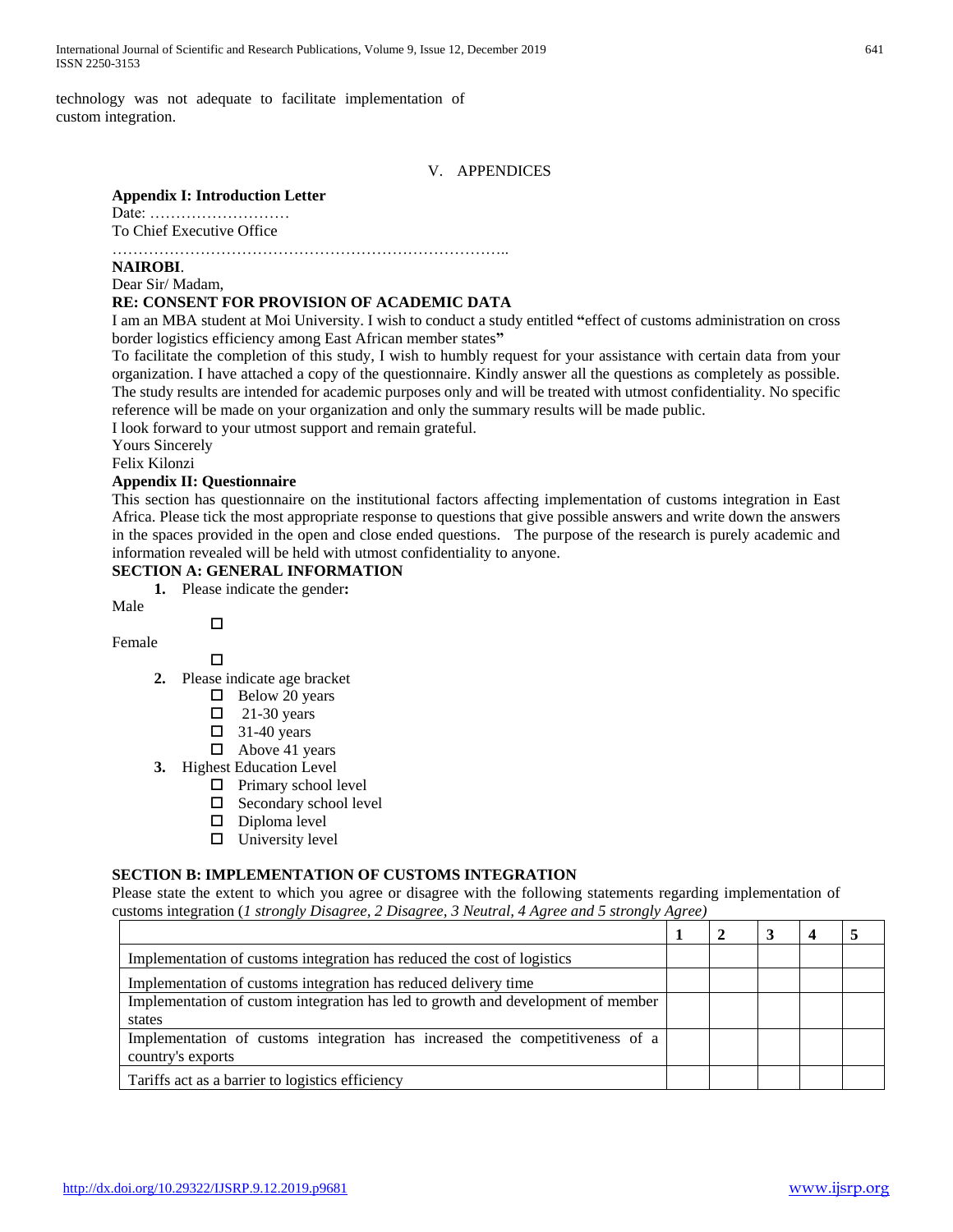technology was not adequate to facilitate implementation of custom integration.

## V. APPENDICES

**Appendix I: Introduction Letter**

Date: ………………………

To Chief Executive Office

…………………………………………………………………..

**NAIROBI**.

Dear Sir/ Madam,

**RE: CONSENT FOR PROVISION OF ACADEMIC DATA**

I am an MBA student at Moi University. I wish to conduct a study entitled **"**effect of customs administration on cross border logistics efficiency among East African member states**"**

To facilitate the completion of this study, I wish to humbly request for your assistance with certain data from your organization. I have attached a copy of the questionnaire. Kindly answer all the questions as completely as possible. The study results are intended for academic purposes only and will be treated with utmost confidentiality. No specific reference will be made on your organization and only the summary results will be made public.

I look forward to your utmost support and remain grateful.

Yours Sincerely

Felix Kilonzi

**Appendix II: Questionnaire**

This section has questionnaire on the institutional factors affecting implementation of customs integration in East Africa. Please tick the most appropriate response to questions that give possible answers and write down the answers in the spaces provided in the open and close ended questions. The purpose of the research is purely academic and information revealed will be held with utmost confidentiality to anyone.

**SECTION A: GENERAL INFORMATION**

**1.** Please indicate the gender**:**

Male ☐

Female ☐

**2.** Please indicate age bracket
- ☐ Below 20 years
- ☐ 21-30 years
- ☐ 31-40 years
- ☐ Above 41 years

**3.** Highest Education Level
- ☐ Primary school level
- ☐ Secondary school level
- ☐ Diploma level
- ☐ University level

**SECTION B: IMPLEMENTATION OF CUSTOMS INTEGRATION**

Please state the extent to which you agree or disagree with the following statements regarding implementation of customs integration (*1 strongly Disagree, 2 Disagree, 3 Neutral, 4 Agree and 5 strongly Agree)*

| | 1 | 2 | 3 | 4 | 5 |
|---|---|---|---|---|---|
| Implementation of customs integration has reduced the cost of logistics | | | | | |
| Implementation of customs integration has reduced delivery time | | | | | |
| Implementation of custom integration has led to growth and development of member states | | | | | |
| Implementation of customs integration has increased the competitiveness of a country's exports | | | | | |
| Tariffs act as a barrier to logistics efficiency | | | | | |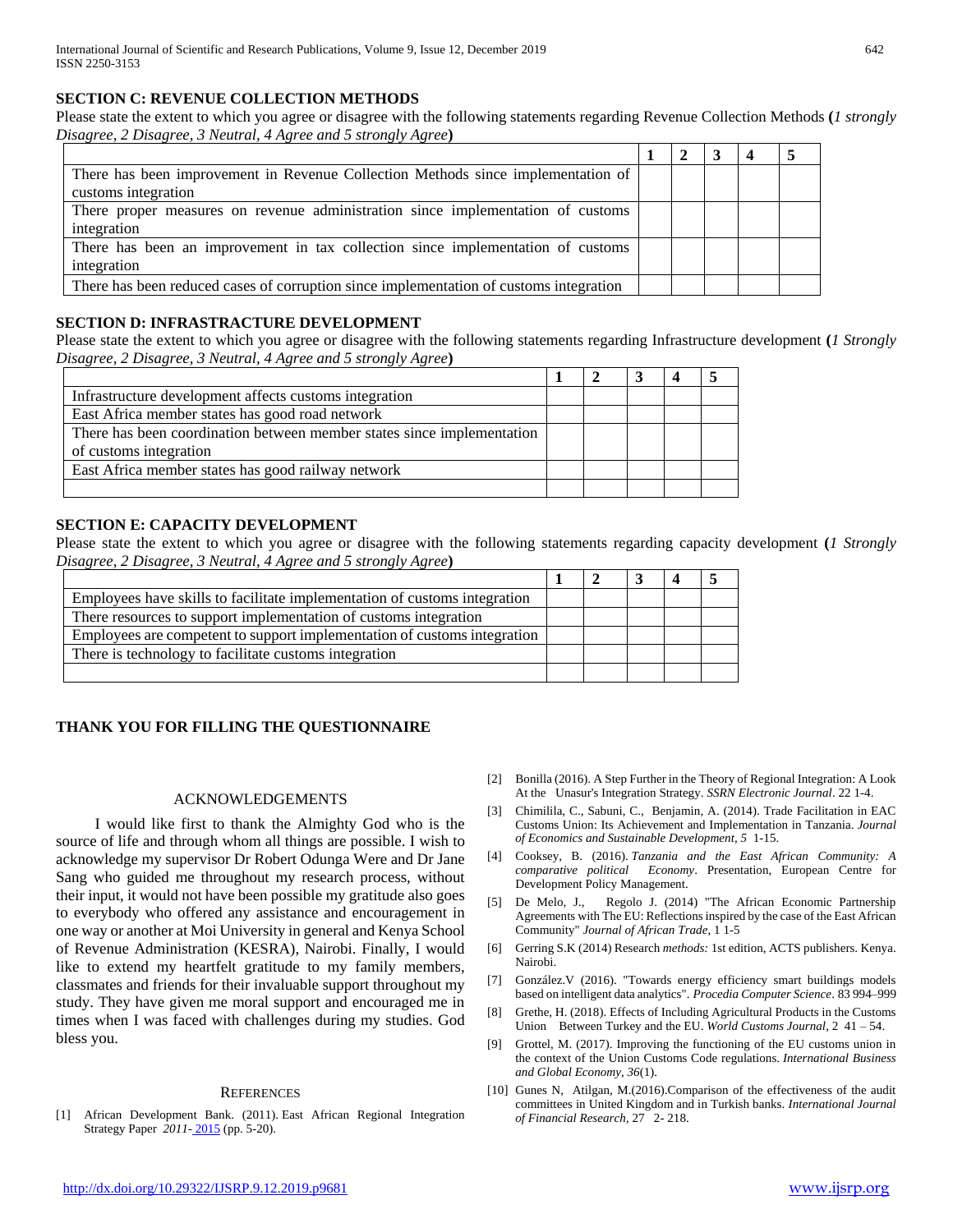### SECTION C: REVENUE COLLECTION METHODS

Please state the extent to which you agree or disagree with the following statements regarding Revenue Collection Methods **(***1 strongly Disagree, 2 Disagree, 3 Neutral, 4 Agree and 5 strongly Agree***)**

| | 1 | 2 | 3 | 4 | 5 |
|---|---|---|---|---|---|
| There has been improvement in Revenue Collection Methods since implementation of customs integration | | | | | |
| There proper measures on revenue administration since implementation of customs integration | | | | | |
| There has been an improvement in tax collection since implementation of customs integration | | | | | |
| There has been reduced cases of corruption since implementation of customs integration | | | | | |

### SECTION D: INFRASTRACTURE DEVELOPMENT

Please state the extent to which you agree or disagree with the following statements regarding Infrastructure development **(***1 Strongly Disagree, 2 Disagree, 3 Neutral, 4 Agree and 5 strongly Agree***)**

| | 1 | 2 | 3 | 4 | 5 |
|---|---|---|---|---|---|
| Infrastructure development affects customs integration | | | | | |
| East Africa member states has good road network | | | | | |
| There has been coordination between member states since implementation of customs integration | | | | | |
| East Africa member states has good railway network | | | | | |
| | | | | | |

### SECTION E: CAPACITY DEVELOPMENT

Please state the extent to which you agree or disagree with the following statements regarding capacity development **(***1 Strongly Disagree, 2 Disagree, 3 Neutral, 4 Agree and 5 strongly Agree***)**

| | 1 | 2 | 3 | 4 | 5 |
|---|---|---|---|---|---|
| Employees have skills to facilitate implementation of customs integration | | | | | |
| There resources to support implementation of customs integration | | | | | |
| Employees are competent to support implementation of customs integration | | | | | |
| There is technology to facilitate customs integration | | | | | |
| | | | | | |

**THANK YOU FOR FILLING THE QUESTIONNAIRE**

## ACKNOWLEDGEMENTS

I would like first to thank the Almighty God who is the source of life and through whom all things are possible. I wish to acknowledge my supervisor Dr Robert Odunga Were and Dr Jane Sang who guided me throughout my research process, without their input, it would not have been possible my gratitude also goes to everybody who offered any assistance and encouragement in one way or another at Moi University in general and Kenya School of Revenue Administration (KESRA), Nairobi. Finally, I would like to extend my heartfelt gratitude to my family members, classmates and friends for their invaluable support throughout my study. They have given me moral support and encouraged me in times when I was faced with challenges during my studies. God bless you.

## REFERENCES

[1] African Development Bank. (2011). East African Regional Integration Strategy Paper *2011-* 2015 (pp. 5-20).

[2] Bonilla (2016). A Step Further in the Theory of Regional Integration: A Look At the Unasur's Integration Strategy. *SSRN Electronic Journal*. 22 1-4.

[3] Chimilila, C., Sabuni, C., Benjamin, A. (2014). Trade Facilitation in EAC Customs Union: Its Achievement and Implementation in Tanzania. *Journal of Economics and Sustainable Development, 5* 1-15.

[4] Cooksey, B. (2016). *Tanzania and the East African Community: A comparative political Economy*. Presentation, European Centre for Development Policy Management.

[5] De Melo, J., Regolo J. (2014) "The African Economic Partnership Agreements with The EU: Reflections inspired by the case of the East African Community" *Journal of African Trade*, 1 1-5

[6] Gerring S.K (2014) Research *methods:* 1st edition, ACTS publishers. Kenya. Nairobi.

[7] González.V (2016). "Towards energy efficiency smart buildings models based on intelligent data analytics". *Procedia Computer Science*. 83 994–999

[8] Grethe, H. (2018). Effects of Including Agricultural Products in the Customs Union Between Turkey and the EU. *World Customs Journal*, 2 41 – 54.

[9] Grottel, M. (2017). Improving the functioning of the EU customs union in the context of the Union Customs Code regulations. *International Business and Global Economy*, *36*(1).

[10] Gunes N, Atilgan, M.(2016).Comparison of the effectiveness of the audit committees in United Kingdom and in Turkish banks. *International Journal of Financial Research*, 27 2- 218.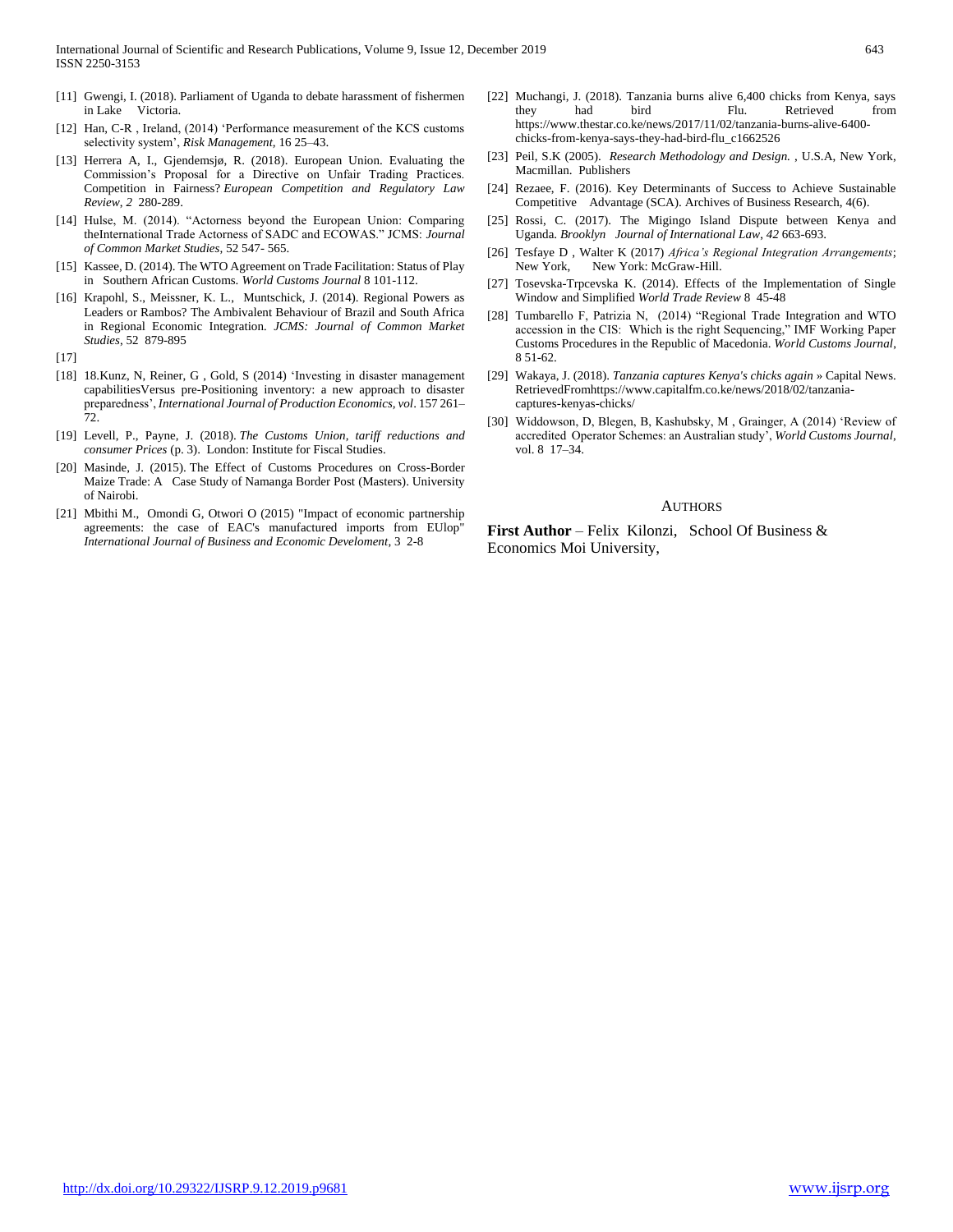[11] Gwengi, I. (2018). Parliament of Uganda to debate harassment of fishermen in Lake Victoria.

[12] Han, C-R , Ireland, (2014) 'Performance measurement of the KCS customs selectivity system', *Risk Management*, 16 25–43.

[13] Herrera A, I., Gjendemsjø, R. (2018). European Union. Evaluating the Commission's Proposal for a Directive on Unfair Trading Practices. Competition in Fairness? *European Competition and Regulatory Law Review*, *2* 280-289.

[14] Hulse, M. (2014). "Actorness beyond the European Union: Comparing theInternational Trade Actorness of SADC and ECOWAS." JCMS: *Journal of Common Market Studies*, 52 547- 565.

[15] Kassee, D. (2014). The WTO Agreement on Trade Facilitation: Status of Play in Southern African Customs. *World Customs Journal* 8 101-112.

[16] Krapohl, S., Meissner, K. L., Muntschick, J. (2014). Regional Powers as Leaders or Rambos? The Ambivalent Behaviour of Brazil and South Africa in Regional Economic Integration. *JCMS: Journal of Common Market Studies*, 52 879-895

[17]

[18] 18.Kunz, N, Reiner, G , Gold, S (2014) 'Investing in disaster management capabilitiesVersus pre-Positioning inventory: a new approach to disaster preparedness', *International Journal of Production Economics, vol*. 157 261–72.

[19] Levell, P., Payne, J. (2018). *The Customs Union, tariff reductions and consumer Prices* (p. 3). London: Institute for Fiscal Studies.

[20] Masinde, J. (2015). The Effect of Customs Procedures on Cross-Border Maize Trade: A Case Study of Namanga Border Post (Masters). University of Nairobi.

[21] Mbithi M., Omondi G, Otwori O (2015) "Impact of economic partnership agreements: the case of EAC's manufactured imports from EUlop" *International Journal of Business and Economic Develoment*, 3 2-8

[22] Muchangi, J. (2018). Tanzania burns alive 6,400 chicks from Kenya, says they had bird Flu. Retrieved from https://www.thestar.co.ke/news/2017/11/02/tanzania-burns-alive-6400-chicks-from-kenya-says-they-had-bird-flu_c1662526

[23] Peil, S.K (2005). *Research Methodology and Design.* , U.S.A, New York, Macmillan. Publishers

[24] Rezaee, F. (2016). Key Determinants of Success to Achieve Sustainable Competitive Advantage (SCA). Archives of Business Research, 4(6).

[25] Rossi, C. (2017). The Migingo Island Dispute between Kenya and Uganda. *Brooklyn Journal of International Law*, *42* 663-693.

[26] Tesfaye D , Walter K (2017) *Africa's Regional Integration Arrangements*; New York, New York: McGraw-Hill.

[27] Tosevska-Trpcevska K. (2014). Effects of the Implementation of Single Window and Simplified *World Trade Review* 8 45-48

[28] Tumbarello F, Patrizia N, (2014) "Regional Trade Integration and WTO accession in the CIS: Which is the right Sequencing," IMF Working Paper Customs Procedures in the Republic of Macedonia. *World Customs Journal*, 8 51-62.

[29] Wakaya, J. (2018). *Tanzania captures Kenya's chicks again* » Capital News. RetrievedFromhttps://www.capitalfm.co.ke/news/2018/02/tanzania-captures-kenyas-chicks/

[30] Widdowson, D, Blegen, B, Kashubsky, M , Grainger, A (2014) 'Review of accredited Operator Schemes: an Australian study', *World Customs Journal*, vol. 8 17–34.

## AUTHORS

**First Author** – Felix Kilonzi, School Of Business & Economics Moi University,